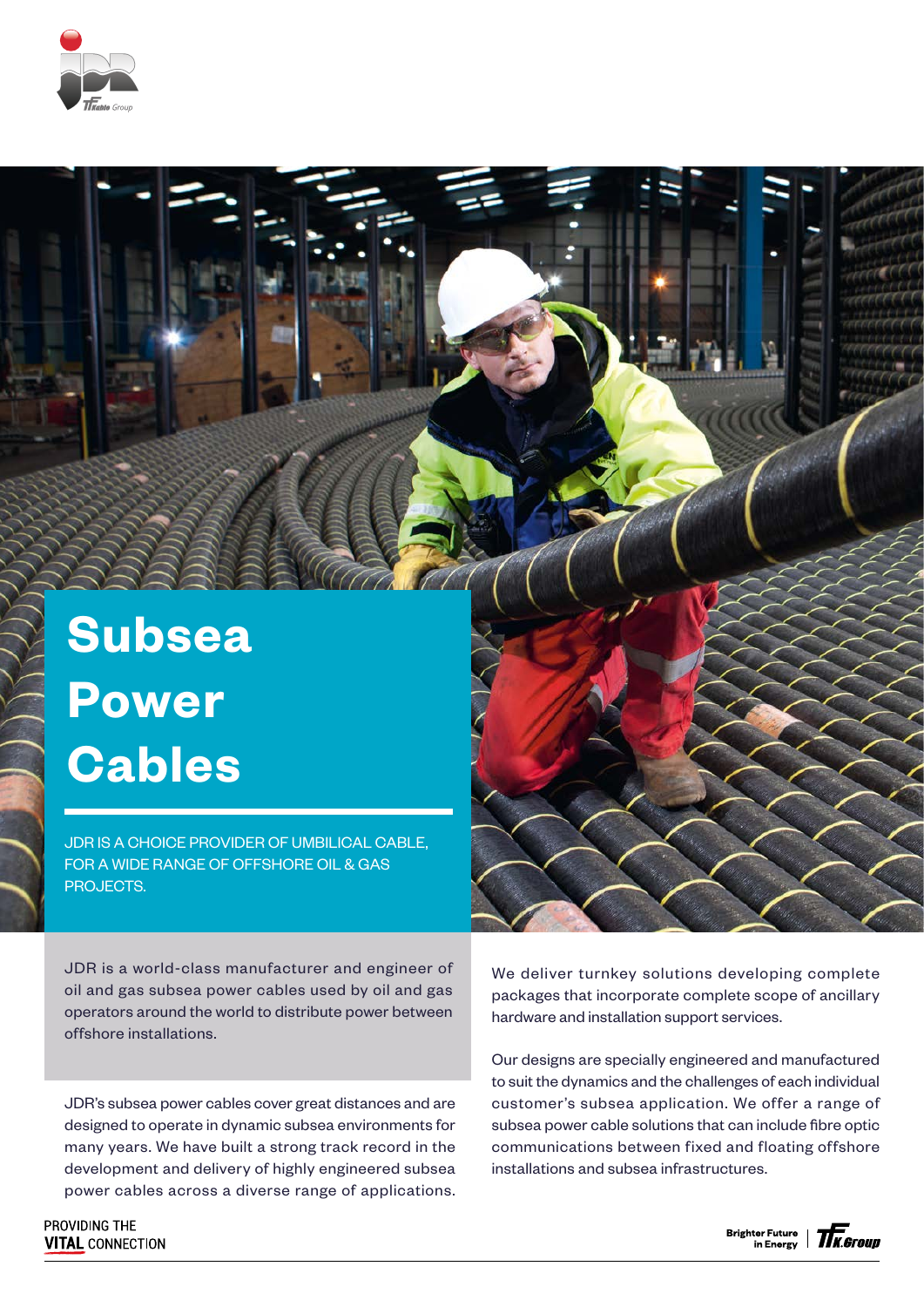# Subsea Power Cables

JDR IS A CHOICE PROVIDER OF UMBILICAL CABLE, FOR A WIDE RANGE OF OFFSHORE OIL & GAS PROJECTS.

JDR is a world-class manufacturer and engineer of oil and gas subsea power cables used by oil and gas operators around the world to distribute power between offshore installations.

JDR's subsea power cables cover great distances and are designed to operate in dynamic subsea environments for many years. We have built a strong track record in the development and delivery of highly engineered subsea power cables across a diverse range of applications.

We deliver turnkey solutions developing complete packages that incorporate complete scope of ancillary hardware and installation support services.

Our designs are specially engineered and manufactured to suit the dynamics and the challenges of each individual customer's subsea application. We offer a range of subsea power cable solutions that can include fibre optic communications between fixed and floating offshore installations and subsea infrastructures.

PROVIDING THE **VITAL** CONNECTION

Brighter Future in Energy | TFK Group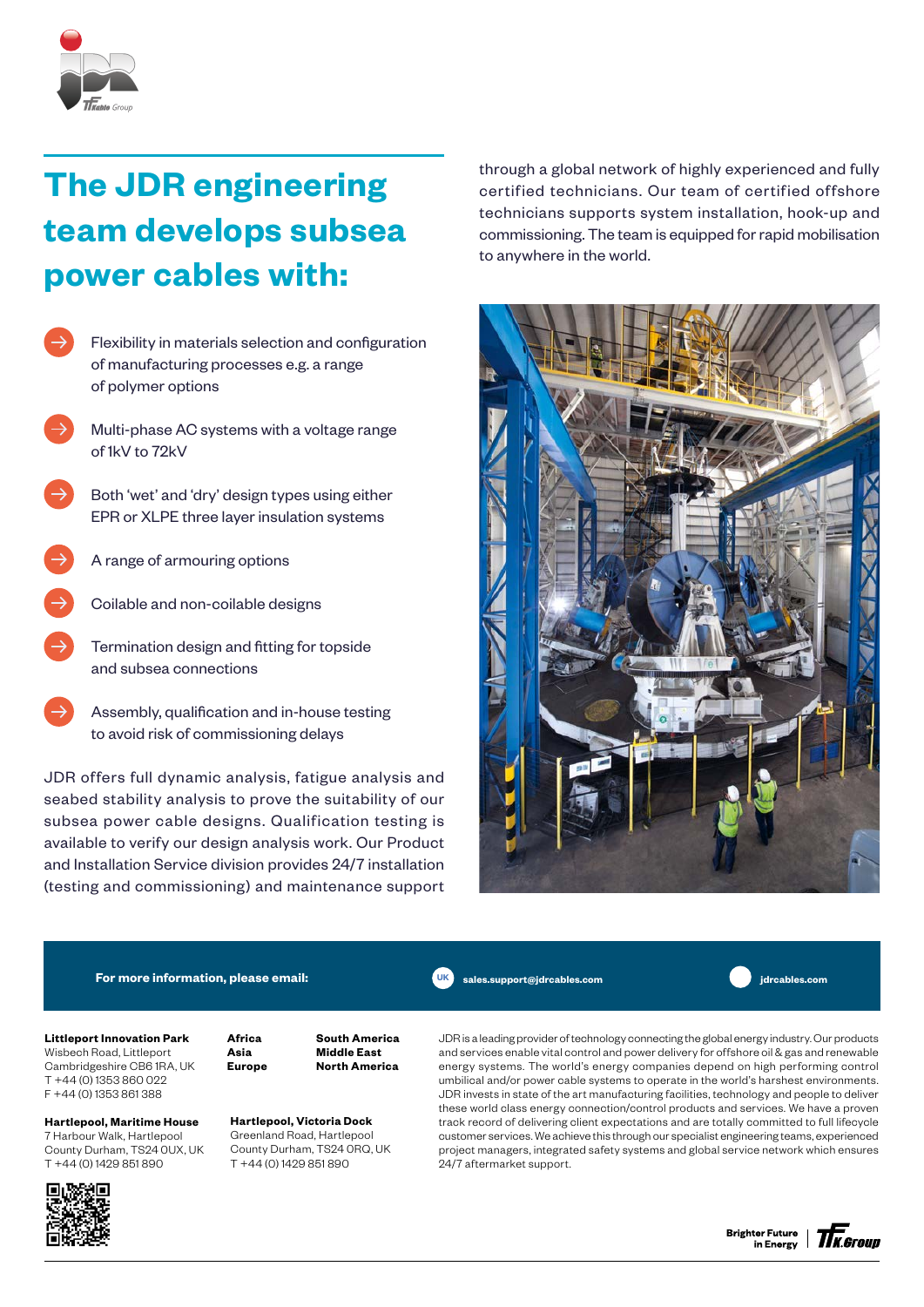# The JDR engineering team develops subsea power cables with:

- Flexibility in materials selection and configuration of manufacturing processes e.g. a range of polymer options
- Multi-phase AC systems with a voltage range of 1kV to 72kV
- Both 'wet' and 'dry' design types using either EPR or XLPE three layer insulation systems
- A range of armouring options
- Coilable and non-coilable designs
- Termination design and fitting for topside and subsea connections
- Assembly, qualification and in-house testing to avoid risk of commissioning delays

JDR offers full dynamic analysis, fatigue analysis and seabed stability analysis to prove the suitability of our subsea power cable designs. Qualification testing is available to verify our design analysis work. Our Product and Installation Service division provides 24/7 installation (testing and commissioning) and maintenance support through a global network of highly experienced and fully certified technicians. Our team of certified offshore technicians supports system installation, hook-up and commissioning. The team is equipped for rapid mobilisation to anywhere in the world.

**For more information, please email:** UK sales.support@jdrcables.com jdrcables.com

**Littleport Innovation Park**
Wisbech Road, Littleport
Cambridgeshire CB6 1RA, UK
T +44 (0) 1353 860 022
F +44 (0) 1353 861 388

**Africa**
**Asia**
**Europe**

**South America**
**Middle East**
**North America**

**Hartlepool, Maritime House**
7 Harbour Walk, Hartlepool
County Durham, TS24 0UX, UK
T +44 (0) 1429 851 890

**Hartlepool, Victoria Dock**
Greenland Road, Hartlepool
County Durham, TS24 0RQ, UK
T +44 (0) 1429 851 890

JDR is a leading provider of technology connecting the global energy industry. Our products and services enable vital control and power delivery for offshore oil & gas and renewable energy systems. The world's energy companies depend on high performing control umbilical and/or power cable systems to operate in the world's harshest environments. JDR invests in state of the art manufacturing facilities, technology and people to deliver these world class energy connection/control products and services. We have a proven track record of delivering client expectations and are totally committed to full lifecycle customer services. We achieve this through our specialist engineering teams, experienced project managers, integrated safety systems and global service network which ensures 24/7 aftermarket support.

Brighter Future in Energy | TK Group